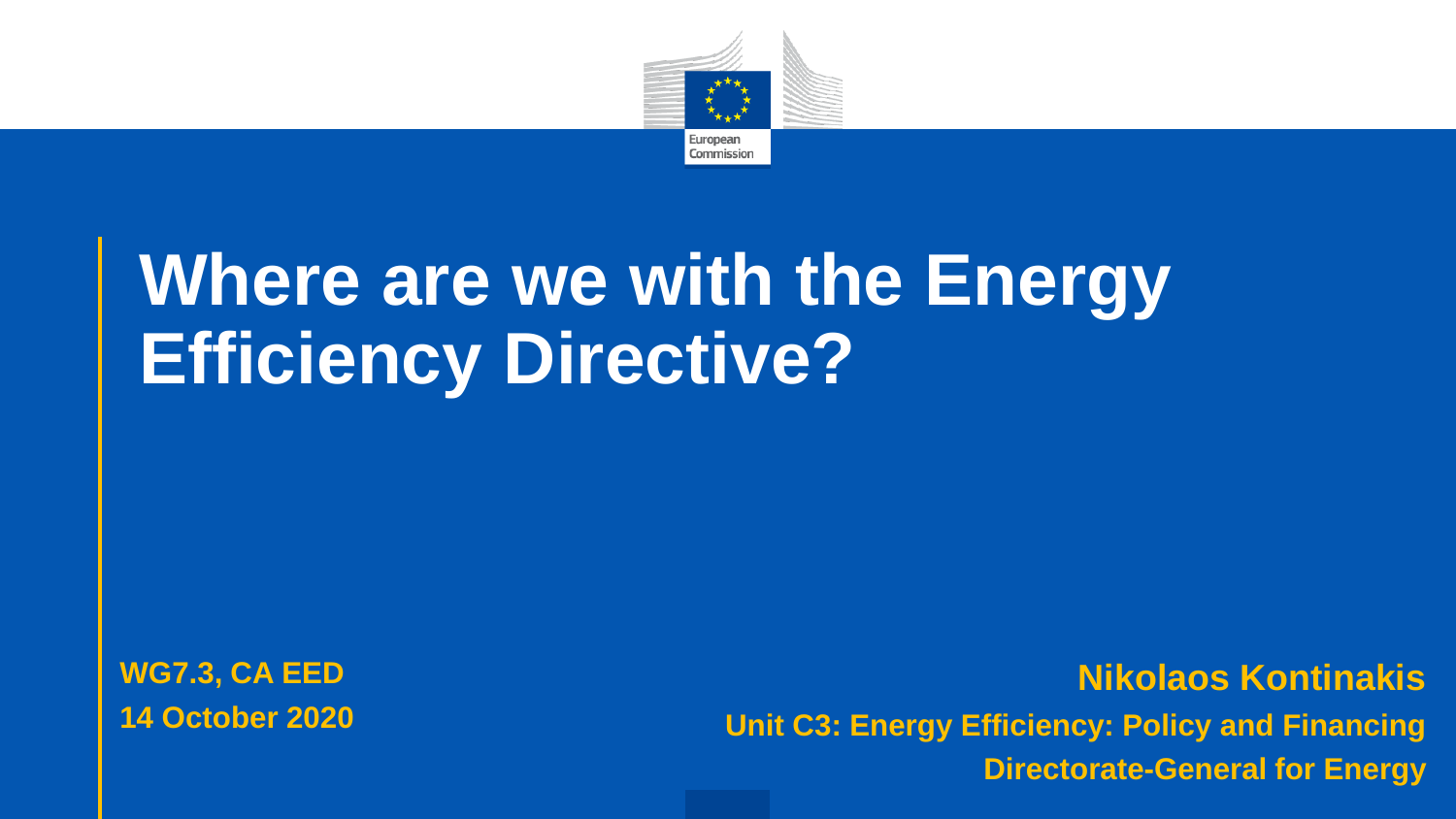European Commission

# Where are we with the Energy Efficiency Directive?

**WG7.3, CA EED**
**14 October 2020**

**Nikolaos Kontinakis**
**Unit C3: Energy Efficiency: Policy and Financing**
**Directorate-General for Energy**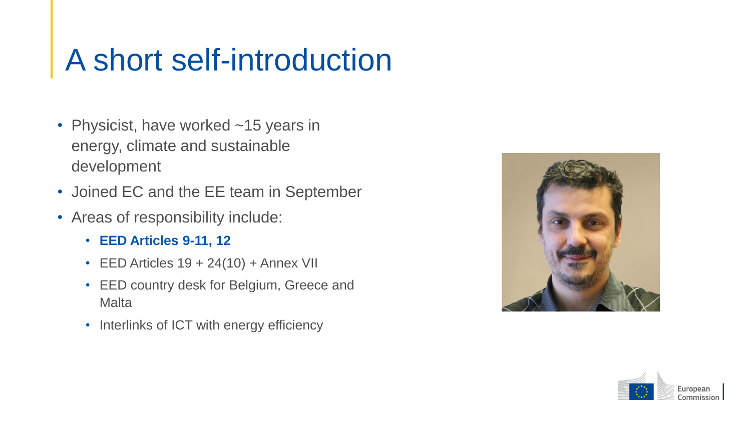# A short self-introduction

- Physicist, have worked ~15 years in energy, climate and sustainable development
- Joined EC and the EE team in September
- Areas of responsibility include:
  - **EED Articles 9-11, 12**
  - EED Articles 19 + 24(10) + Annex VII
  - EED country desk for Belgium, Greece and Malta
  - Interlinks of ICT with energy efficiency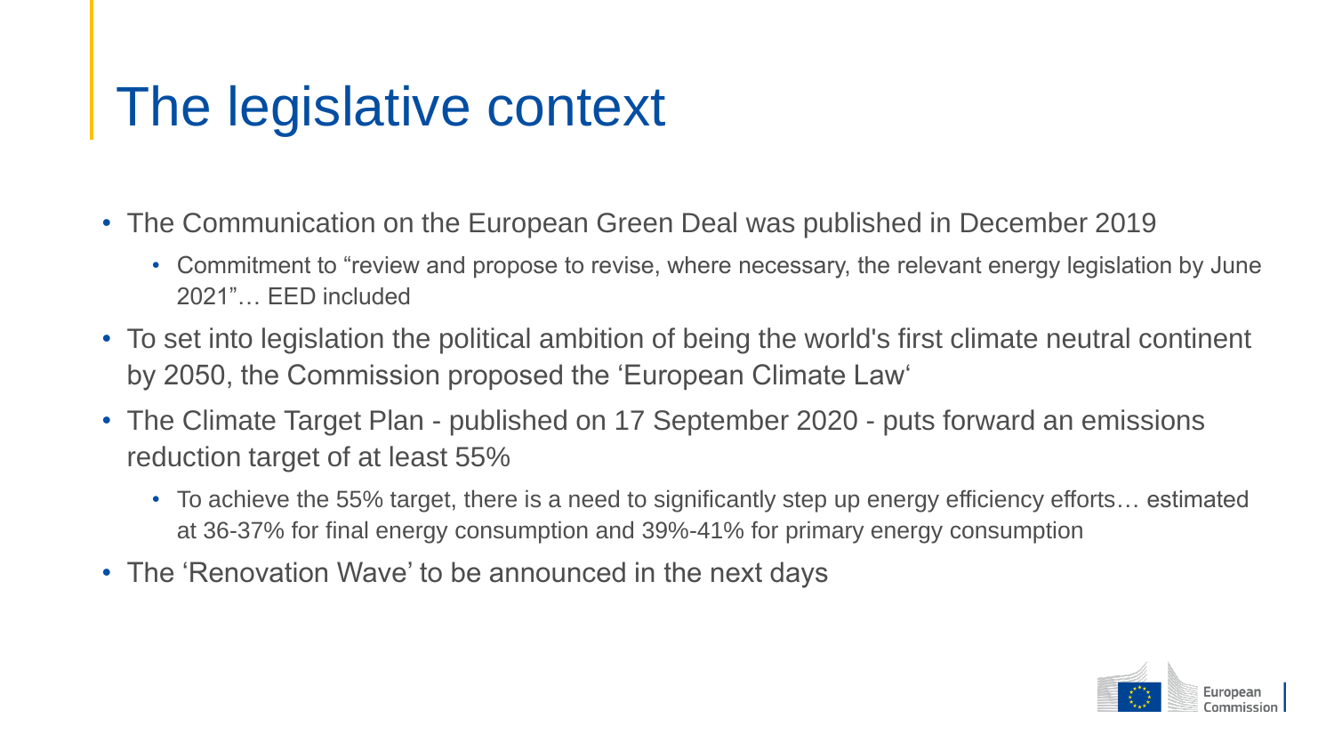# The legislative context

- The Communication on the European Green Deal was published in December 2019
  - Commitment to "review and propose to revise, where necessary, the relevant energy legislation by June 2021"… EED included
- To set into legislation the political ambition of being the world's first climate neutral continent by 2050, the Commission proposed the 'European Climate Law'
- The Climate Target Plan - published on 17 September 2020 - puts forward an emissions reduction target of at least 55%
  - To achieve the 55% target, there is a need to significantly step up energy efficiency efforts… estimated at 36-37% for final energy consumption and 39%-41% for primary energy consumption
- The 'Renovation Wave' to be announced in the next days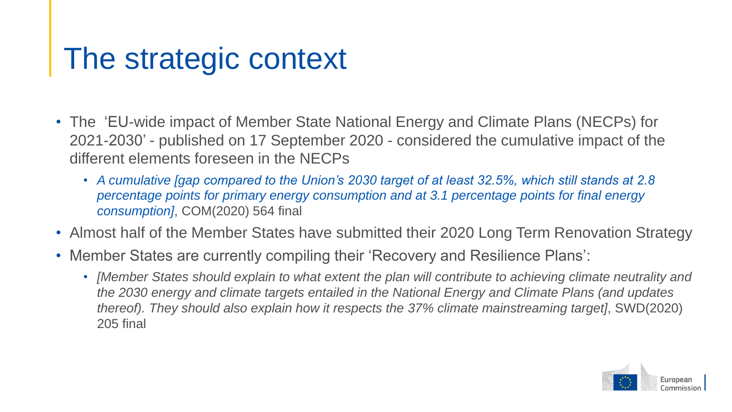# The strategic context

- The 'EU-wide impact of Member State National Energy and Climate Plans (NECPs) for 2021-2030' - published on 17 September 2020 - considered the cumulative impact of the different elements foreseen in the NECPs
  - *A cumulative [gap compared to the Union's 2030 target of at least 32.5%, which still stands at 2.8 percentage points for primary energy consumption and at 3.1 percentage points for final energy consumption]*, COM(2020) 564 final
- Almost half of the Member States have submitted their 2020 Long Term Renovation Strategy
- Member States are currently compiling their 'Recovery and Resilience Plans':
  - *[Member States should explain to what extent the plan will contribute to achieving climate neutrality and the 2030 energy and climate targets entailed in the National Energy and Climate Plans (and updates thereof). They should also explain how it respects the 37% climate mainstreaming target]*, SWD(2020) 205 final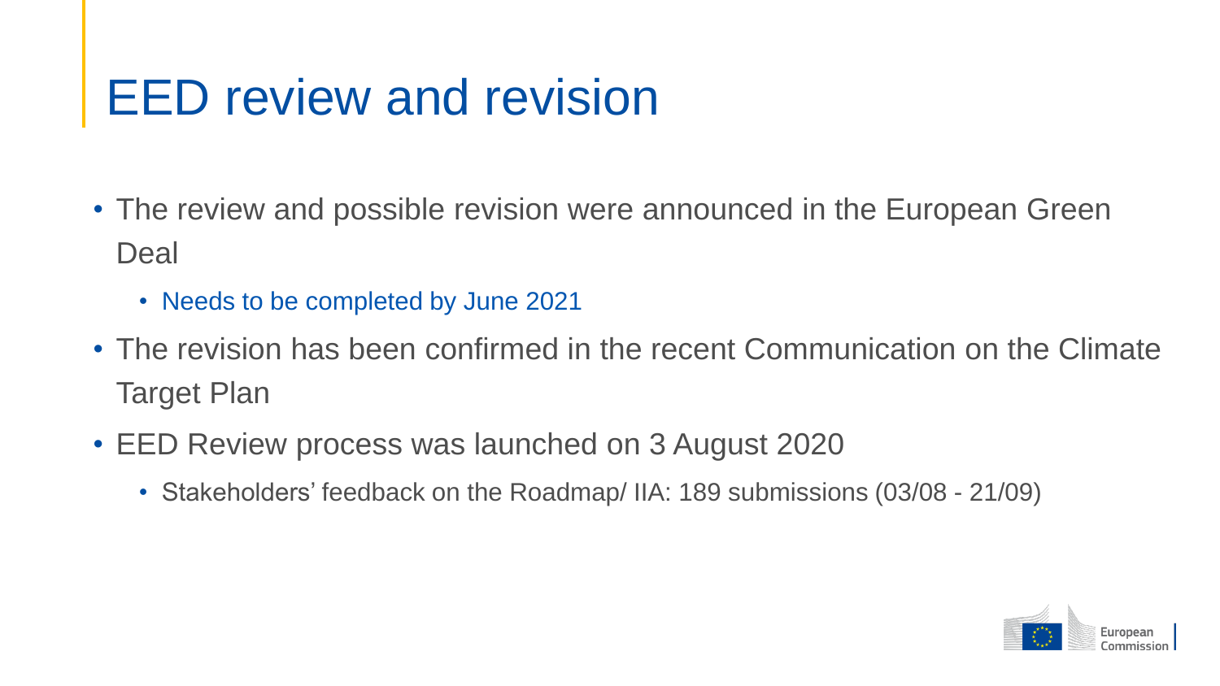# EED review and revision

- The review and possible revision were announced in the European Green Deal
  - Needs to be completed by June 2021
- The revision has been confirmed in the recent Communication on the Climate Target Plan
- EED Review process was launched on 3 August 2020
  - Stakeholders' feedback on the Roadmap/ IIA: 189 submissions (03/08 - 21/09)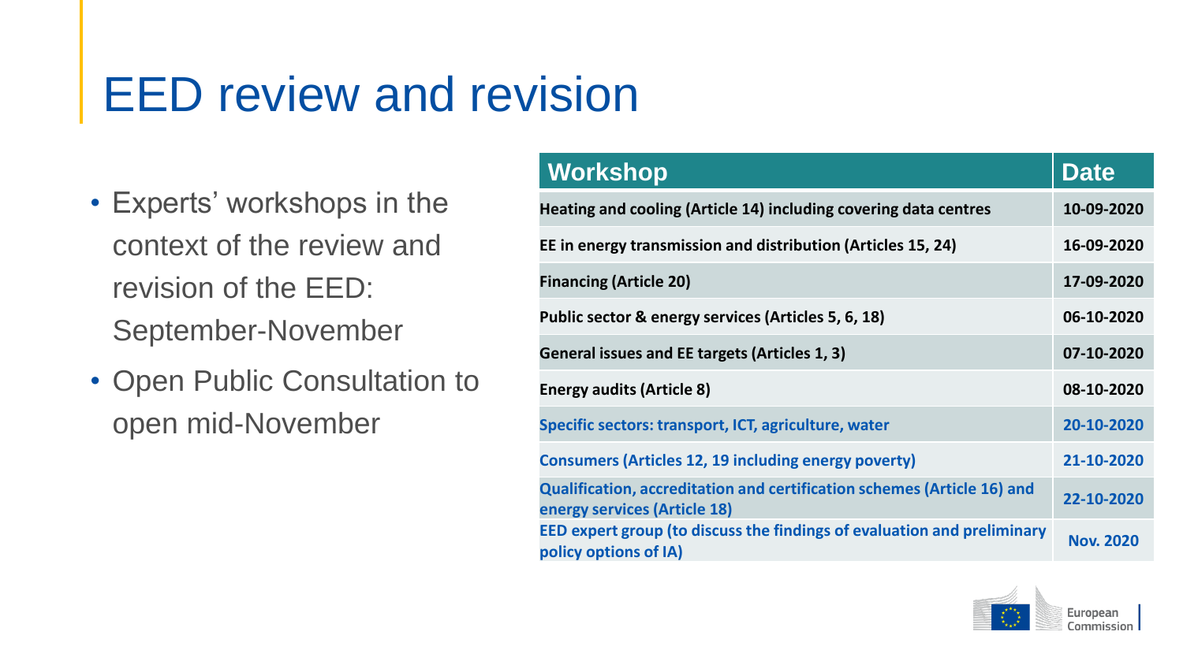# EED review and revision

- Experts' workshops in the context of the review and revision of the EED: September-November
- Open Public Consultation to open mid-November

| Workshop | Date |
|---|---|
| **Heating and cooling (Article 14) including covering data centres** | **10-09-2020** |
| **EE in energy transmission and distribution (Articles 15, 24)** | **16-09-2020** |
| **Financing (Article 20)** | **17-09-2020** |
| **Public sector & energy services (Articles 5, 6, 18)** | **06-10-2020** |
| **General issues and EE targets (Articles 1, 3)** | **07-10-2020** |
| **Energy audits (Article 8)** | **08-10-2020** |
| **Specific sectors: transport, ICT, agriculture, water** | **20-10-2020** |
| **Consumers (Articles 12, 19 including energy poverty)** | **21-10-2020** |
| **Qualification, accreditation and certification schemes (Article 16) and energy services (Article 18)** | **22-10-2020** |
| **EED expert group (to discuss the findings of evaluation and preliminary policy options of IA)** | **Nov. 2020** |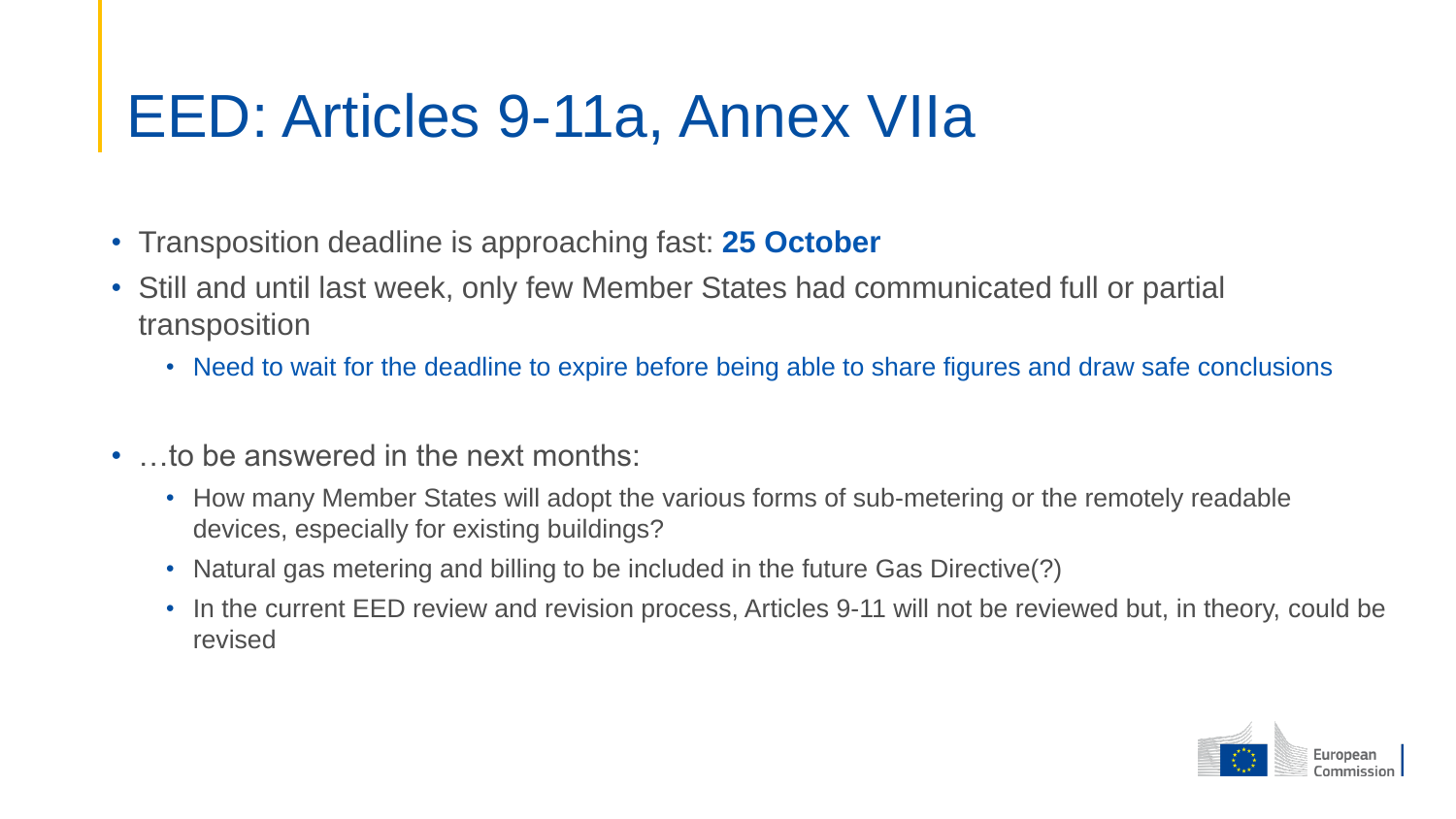# EED: Articles 9-11a, Annex VIIa

- Transposition deadline is approaching fast: **25 October**
- Still and until last week, only few Member States had communicated full or partial transposition
  - Need to wait for the deadline to expire before being able to share figures and draw safe conclusions
- …to be answered in the next months:
  - How many Member States will adopt the various forms of sub-metering or the remotely readable devices, especially for existing buildings?
  - Natural gas metering and billing to be included in the future Gas Directive(?)
  - In the current EED review and revision process, Articles 9-11 will not be reviewed but, in theory, could be revised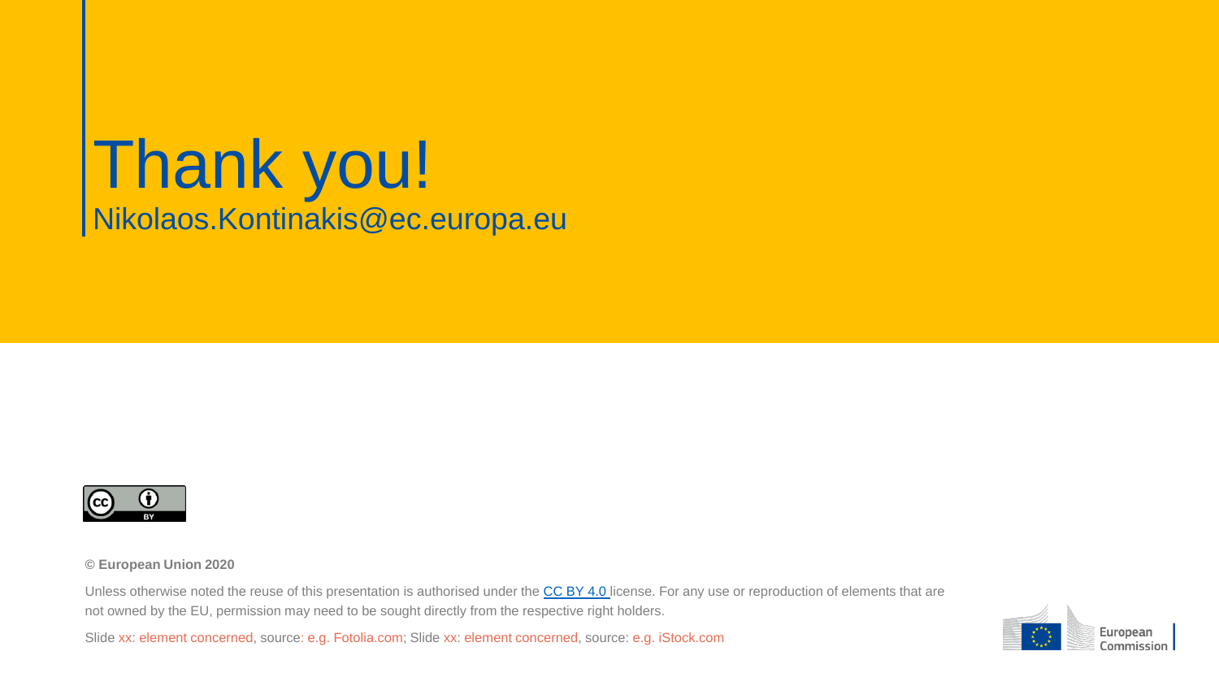# Thank you!

Nikolaos.Kontinakis@ec.europa.eu

**© European Union 2020**

Unless otherwise noted the reuse of this presentation is authorised under the CC BY 4.0 license. For any use or reproduction of elements that are not owned by the EU, permission may need to be sought directly from the respective right holders.

Slide xx: element concerned, source: e.g. Fotolia.com; Slide xx: element concerned, source: e.g. iStock.com